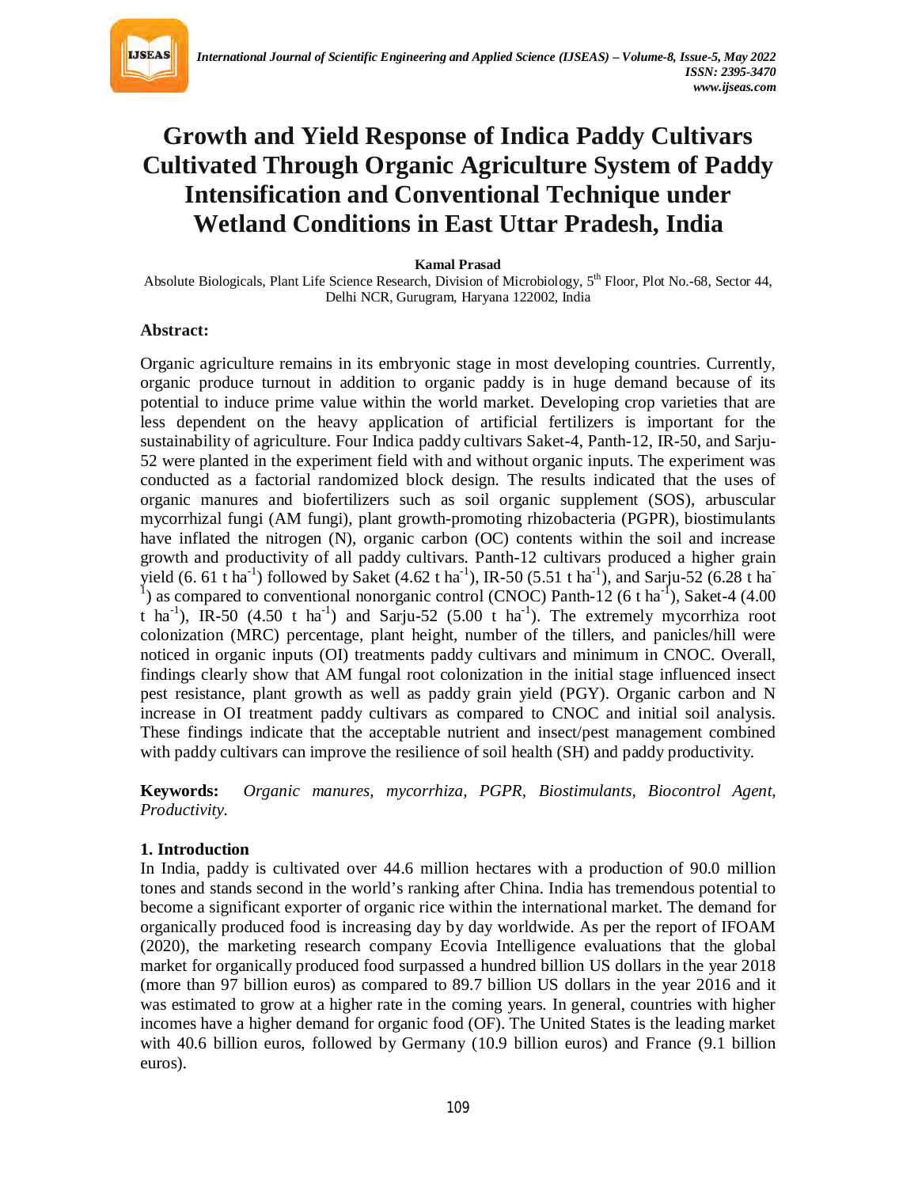# Growth and Yield Response of Indica Paddy Cultivars Cultivated Through Organic Agriculture System of Paddy Intensification and Conventional Technique under Wetland Conditions in East Uttar Pradesh, India

**Kamal Prasad**

Absolute Biologicals, Plant Life Science Research, Division of Microbiology, 5th Floor, Plot No.-68, Sector 44, Delhi NCR, Gurugram, Haryana 122002, India

## Abstract:

Organic agriculture remains in its embryonic stage in most developing countries. Currently, organic produce turnout in addition to organic paddy is in huge demand because of its potential to induce prime value within the world market. Developing crop varieties that are less dependent on the heavy application of artificial fertilizers is important for the sustainability of agriculture. Four Indica paddy cultivars Saket-4, Panth-12, IR-50, and Sarju-52 were planted in the experiment field with and without organic inputs. The experiment was conducted as a factorial randomized block design. The results indicated that the uses of organic manures and biofertilizers such as soil organic supplement (SOS), arbuscular mycorrhizal fungi (AM fungi), plant growth-promoting rhizobacteria (PGPR), biostimulants have inflated the nitrogen (N), organic carbon (OC) contents within the soil and increase growth and productivity of all paddy cultivars. Panth-12 cultivars produced a higher grain yield (6. 61 t $ha^{-1}$) followed by Saket (4.62 t $ha^{-1}$), IR-50 (5.51 t $ha^{-1}$), and Sarju-52 (6.28 t $ha^{-1}$) as compared to conventional nonorganic control (CNOC) Panth-12 (6 t $ha^{-1}$), Saket-4 (4.00 t $ha^{-1}$), IR-50 (4.50 t $ha^{-1}$) and Sarju-52 (5.00 t $ha^{-1}$). The extremely mycorrhiza root colonization (MRC) percentage, plant height, number of the tillers, and panicles/hill were noticed in organic inputs (OI) treatments paddy cultivars and minimum in CNOC. Overall, findings clearly show that AM fungal root colonization in the initial stage influenced insect pest resistance, plant growth as well as paddy grain yield (PGY). Organic carbon and N increase in OI treatment paddy cultivars as compared to CNOC and initial soil analysis. These findings indicate that the acceptable nutrient and insect/pest management combined with paddy cultivars can improve the resilience of soil health (SH) and paddy productivity.

**Keywords:** *Organic manures, mycorrhiza, PGPR, Biostimulants, Biocontrol Agent, Productivity.*

## 1. Introduction

In India, paddy is cultivated over 44.6 million hectares with a production of 90.0 million tones and stands second in the world's ranking after China. India has tremendous potential to become a significant exporter of organic rice within the international market. The demand for organically produced food is increasing day by day worldwide. As per the report of IFOAM (2020), the marketing research company Ecovia Intelligence evaluations that the global market for organically produced food surpassed a hundred billion US dollars in the year 2018 (more than 97 billion euros) as compared to 89.7 billion US dollars in the year 2016 and it was estimated to grow at a higher rate in the coming years. In general, countries with higher incomes have a higher demand for organic food (OF). The United States is the leading market with 40.6 billion euros, followed by Germany (10.9 billion euros) and France (9.1 billion euros).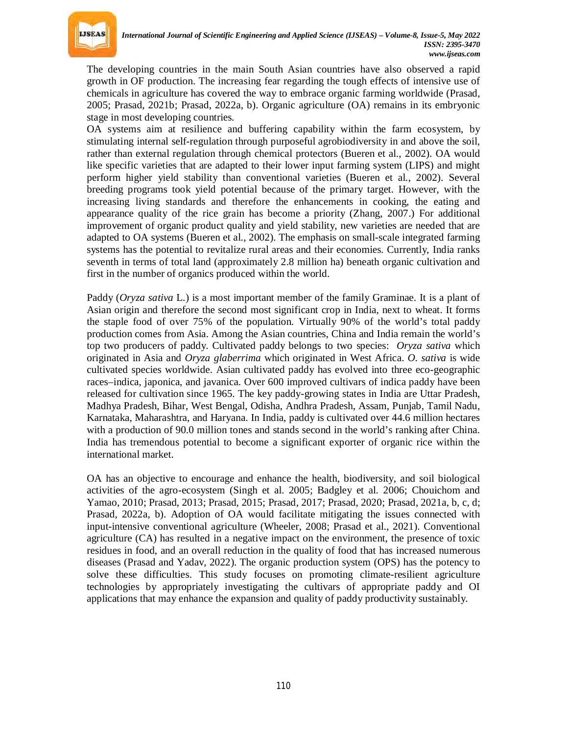The developing countries in the main South Asian countries have also observed a rapid growth in OF production. The increasing fear regarding the tough effects of intensive use of chemicals in agriculture has covered the way to embrace organic farming worldwide (Prasad, 2005; Prasad, 2021b; Prasad, 2022a, b). Organic agriculture (OA) remains in its embryonic stage in most developing countries.
OA systems aim at resilience and buffering capability within the farm ecosystem, by stimulating internal self-regulation through purposeful agrobiodiversity in and above the soil, rather than external regulation through chemical protectors (Bueren et al., 2002). OA would like specific varieties that are adapted to their lower input farming system (LIPS) and might perform higher yield stability than conventional varieties (Bueren et al., 2002). Several breeding programs took yield potential because of the primary target. However, with the increasing living standards and therefore the enhancements in cooking, the eating and appearance quality of the rice grain has become a priority (Zhang, 2007.) For additional improvement of organic product quality and yield stability, new varieties are needed that are adapted to OA systems (Bueren et al., 2002). The emphasis on small-scale integrated farming systems has the potential to revitalize rural areas and their economies. Currently, India ranks seventh in terms of total land (approximately 2.8 million ha) beneath organic cultivation and first in the number of organics produced within the world.

Paddy (*Oryza sativa* L.) is a most important member of the family Graminae. It is a plant of Asian origin and therefore the second most significant crop in India, next to wheat. It forms the staple food of over 75% of the population. Virtually 90% of the world's total paddy production comes from Asia. Among the Asian countries, China and India remain the world's top two producers of paddy. Cultivated paddy belongs to two species: *Oryza sativa* which originated in Asia and *Oryza glaberrima* which originated in West Africa. *O. sativa* is wide cultivated species worldwide. Asian cultivated paddy has evolved into three eco-geographic races–indica, japonica, and javanica. Over 600 improved cultivars of indica paddy have been released for cultivation since 1965. The key paddy-growing states in India are Uttar Pradesh, Madhya Pradesh, Bihar, West Bengal, Odisha, Andhra Pradesh, Assam, Punjab, Tamil Nadu, Karnataka, Maharashtra, and Haryana. In India, paddy is cultivated over 44.6 million hectares with a production of 90.0 million tones and stands second in the world's ranking after China. India has tremendous potential to become a significant exporter of organic rice within the international market.

OA has an objective to encourage and enhance the health, biodiversity, and soil biological activities of the agro-ecosystem (Singh et al. 2005; Badgley et al. 2006; Chouichom and Yamao, 2010; Prasad, 2013; Prasad, 2015; Prasad, 2017; Prasad, 2020; Prasad, 2021a, b, c, d; Prasad, 2022a, b). Adoption of OA would facilitate mitigating the issues connected with input-intensive conventional agriculture (Wheeler, 2008; Prasad et al., 2021). Conventional agriculture (CA) has resulted in a negative impact on the environment, the presence of toxic residues in food, and an overall reduction in the quality of food that has increased numerous diseases (Prasad and Yadav, 2022). The organic production system (OPS) has the potency to solve these difficulties. This study focuses on promoting climate-resilient agriculture technologies by appropriately investigating the cultivars of appropriate paddy and OI applications that may enhance the expansion and quality of paddy productivity sustainably.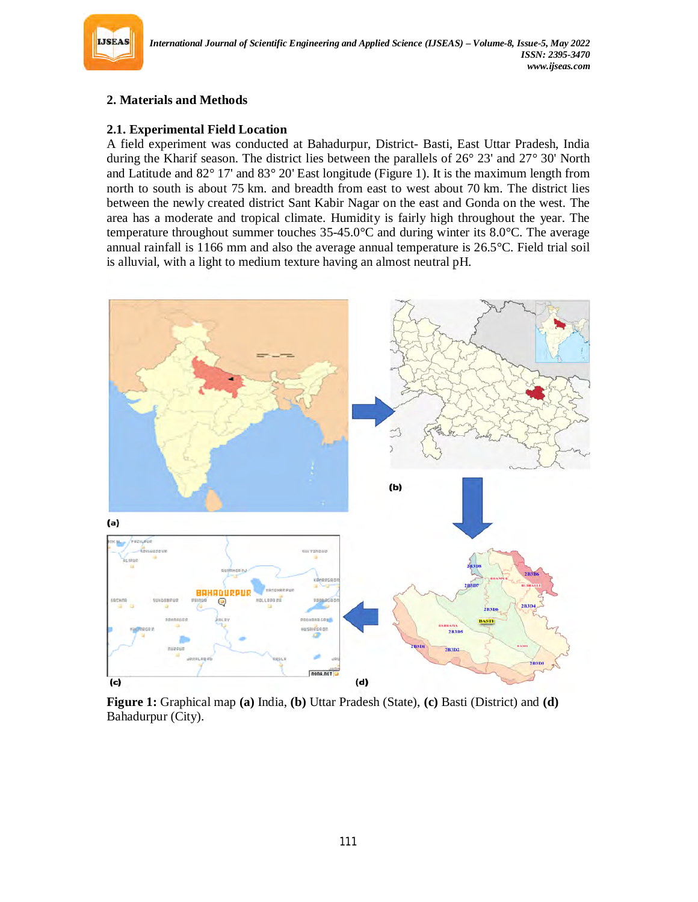## 2. Materials and Methods

### 2.1. Experimental Field Location

A field experiment was conducted at Bahadurpur, District- Basti, East Uttar Pradesh, India during the Kharif season. The district lies between the parallels of 26° 23' and 27° 30' North and Latitude and 82° 17' and 83° 20' East longitude (Figure 1). It is the maximum length from north to south is about 75 km. and breadth from east to west about 70 km. The district lies between the newly created district Sant Kabir Nagar on the east and Gonda on the west. The area has a moderate and tropical climate. Humidity is fairly high throughout the year. The temperature throughout summer touches 35-45.0°C and during winter its 8.0°C. The average annual rainfall is 1166 mm and also the average annual temperature is 26.5°C. Field trial soil is alluvial, with a light to medium texture having an almost neutral pH.

**Figure 1:** Graphical map **(a)** India, **(b)** Uttar Pradesh (State), **(c)** Basti (District) and **(d)** Bahadurpur (City).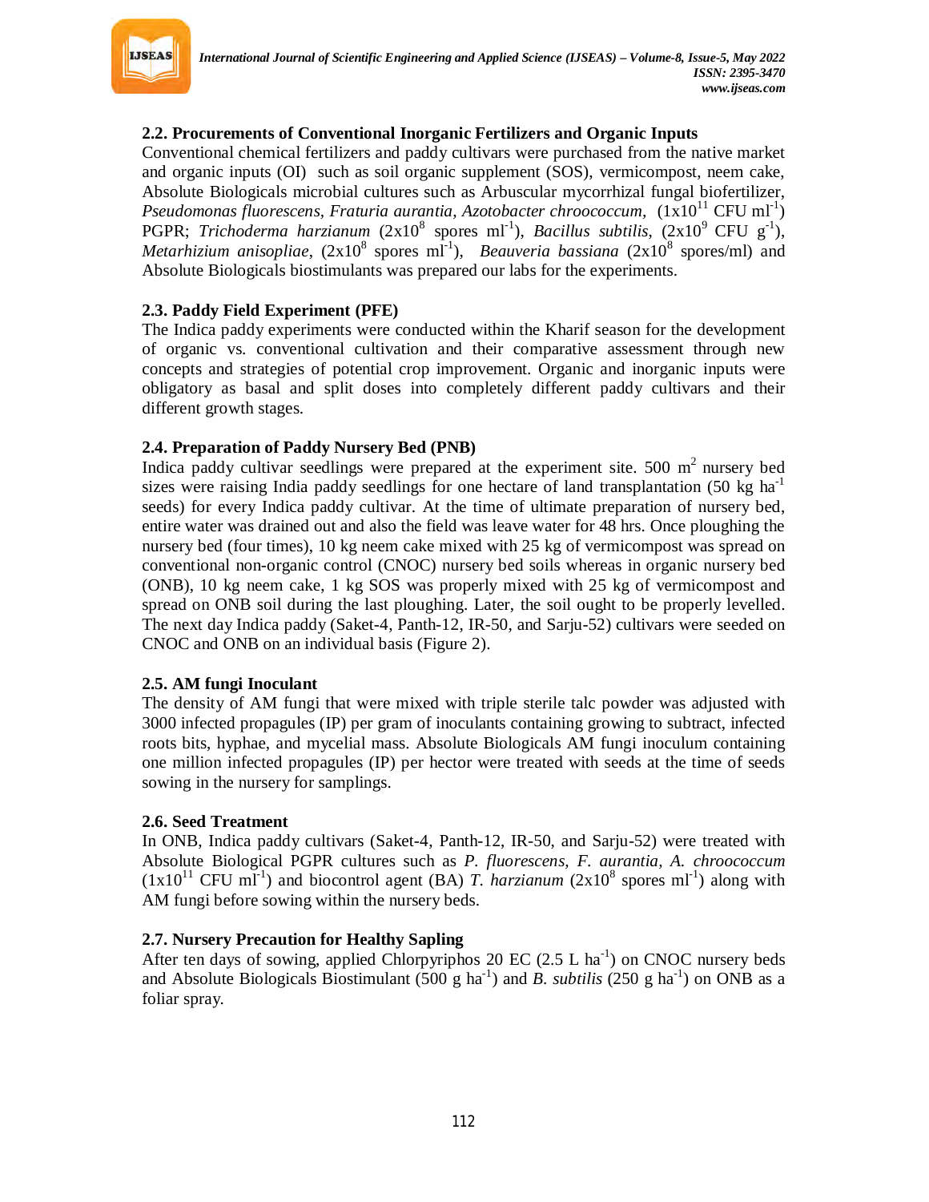### 2.2. Procurements of Conventional Inorganic Fertilizers and Organic Inputs

Conventional chemical fertilizers and paddy cultivars were purchased from the native market and organic inputs (OI) such as soil organic supplement (SOS), vermicompost, neem cake, Absolute Biologicals microbial cultures such as Arbuscular mycorrhizal fungal biofertilizer, *Pseudomonas fluorescens*, *Fraturia aurantia*, *Azotobacter chroococcum*, ($1x10^{11}$ CFU $ml^{-1}$) PGPR; *Trichoderma harzianum* ($2x10^{8}$ spores $ml^{-1}$), *Bacillus subtilis*, ($2x10^{9}$ CFU $g^{-1}$), *Metarhizium anisopliae*, ($2x10^{8}$ spores $ml^{-1}$), *Beauveria bassiana* ($2x10^{8}$ spores/ml) and Absolute Biologicals biostimulants was prepared our labs for the experiments.

### 2.3. Paddy Field Experiment (PFE)

The Indica paddy experiments were conducted within the Kharif season for the development of organic vs. conventional cultivation and their comparative assessment through new concepts and strategies of potential crop improvement. Organic and inorganic inputs were obligatory as basal and split doses into completely different paddy cultivars and their different growth stages.

### 2.4. Preparation of Paddy Nursery Bed (PNB)

Indica paddy cultivar seedlings were prepared at the experiment site. 500 $m^2$ nursery bed sizes were raising India paddy seedlings for one hectare of land transplantation (50 kg $ha^{-1}$ seeds) for every Indica paddy cultivar. At the time of ultimate preparation of nursery bed, entire water was drained out and also the field was leave water for 48 hrs. Once ploughing the nursery bed (four times), 10 kg neem cake mixed with 25 kg of vermicompost was spread on conventional non-organic control (CNOC) nursery bed soils whereas in organic nursery bed (ONB), 10 kg neem cake, 1 kg SOS was properly mixed with 25 kg of vermicompost and spread on ONB soil during the last ploughing. Later, the soil ought to be properly levelled. The next day Indica paddy (Saket-4, Panth-12, IR-50, and Sarju-52) cultivars were seeded on CNOC and ONB on an individual basis (Figure 2).

### 2.5. AM fungi Inoculant

The density of AM fungi that were mixed with triple sterile talc powder was adjusted with 3000 infected propagules (IP) per gram of inoculants containing growing to subtract, infected roots bits, hyphae, and mycelial mass. Absolute Biologicals AM fungi inoculum containing one million infected propagules (IP) per hector were treated with seeds at the time of seeds sowing in the nursery for samplings.

### 2.6. Seed Treatment

In ONB, Indica paddy cultivars (Saket-4, Panth-12, IR-50, and Sarju-52) were treated with Absolute Biological PGPR cultures such as *P. fluorescens*, *F. aurantia*, *A. chroococcum* ($1x10^{11}$ CFU $ml^{-1}$) and biocontrol agent (BA) *T. harzianum* ($2x10^{8}$ spores $ml^{-1}$) along with AM fungi before sowing within the nursery beds.

### 2.7. Nursery Precaution for Healthy Sapling

After ten days of sowing, applied Chlorpyriphos 20 EC (2.5 L $ha^{-1}$) on CNOC nursery beds and Absolute Biologicals Biostimulant (500 g $ha^{-1}$) and *B. subtilis* (250 g $ha^{-1}$) on ONB as a foliar spray.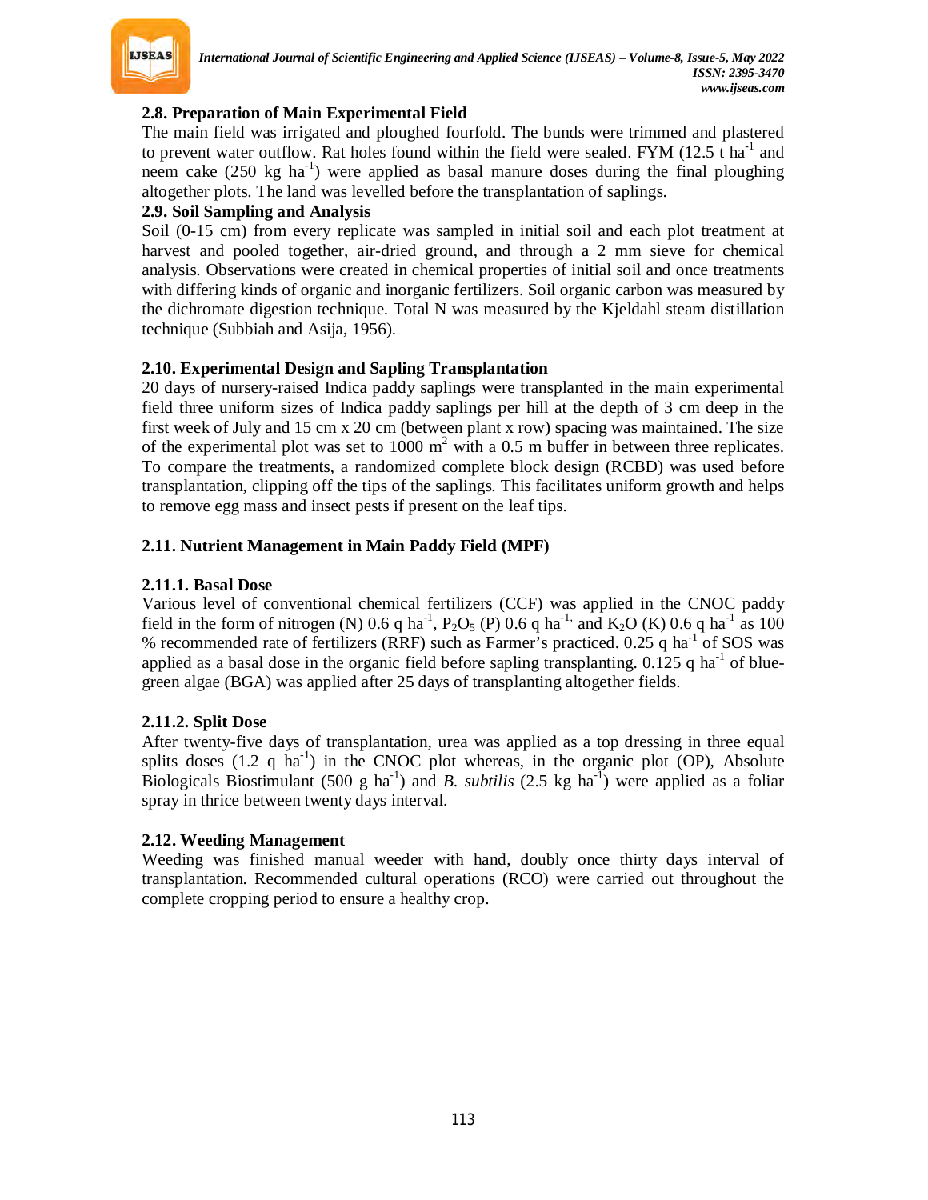### 2.8. Preparation of Main Experimental Field

The main field was irrigated and ploughed fourfold. The bunds were trimmed and plastered to prevent water outflow. Rat holes found within the field were sealed. FYM (12.5 t $ha^{-1}$ and neem cake (250 kg $ha^{-1}$) were applied as basal manure doses during the final ploughing altogether plots. The land was levelled before the transplantation of saplings.

### 2.9. Soil Sampling and Analysis

Soil (0-15 cm) from every replicate was sampled in initial soil and each plot treatment at harvest and pooled together, air-dried ground, and through a 2 mm sieve for chemical analysis. Observations were created in chemical properties of initial soil and once treatments with differing kinds of organic and inorganic fertilizers. Soil organic carbon was measured by the dichromate digestion technique. Total N was measured by the Kjeldahl steam distillation technique (Subbiah and Asija, 1956).

### 2.10. Experimental Design and Sapling Transplantation

20 days of nursery-raised Indica paddy saplings were transplanted in the main experimental field three uniform sizes of Indica paddy saplings per hill at the depth of 3 cm deep in the first week of July and 15 cm x 20 cm (between plant x row) spacing was maintained. The size of the experimental plot was set to 1000 $m^2$ with a 0.5 m buffer in between three replicates. To compare the treatments, a randomized complete block design (RCBD) was used before transplantation, clipping off the tips of the saplings. This facilitates uniform growth and helps to remove egg mass and insect pests if present on the leaf tips.

### 2.11. Nutrient Management in Main Paddy Field (MPF)

#### 2.11.1. Basal Dose

Various level of conventional chemical fertilizers (CCF) was applied in the CNOC paddy field in the form of nitrogen (N) 0.6 q $ha^{-1}$, $P_2O_5$ (P) 0.6 q $ha^{-1,}$ and $K_2O$ (K) 0.6 q $ha^{-1}$ as 100 % recommended rate of fertilizers (RRF) such as Farmer's practiced. 0.25 q $ha^{-1}$ of SOS was applied as a basal dose in the organic field before sapling transplanting. 0.125 q $ha^{-1}$ of blue-green algae (BGA) was applied after 25 days of transplanting altogether fields.

#### 2.11.2. Split Dose

After twenty-five days of transplantation, urea was applied as a top dressing in three equal splits doses (1.2 q $ha^{-1}$) in the CNOC plot whereas, in the organic plot (OP), Absolute Biologicals Biostimulant (500 g $ha^{-1}$) and *B. subtilis* (2.5 kg $ha^{-1}$) were applied as a foliar spray in thrice between twenty days interval.

### 2.12. Weeding Management

Weeding was finished manual weeder with hand, doubly once thirty days interval of transplantation. Recommended cultural operations (RCO) were carried out throughout the complete cropping period to ensure a healthy crop.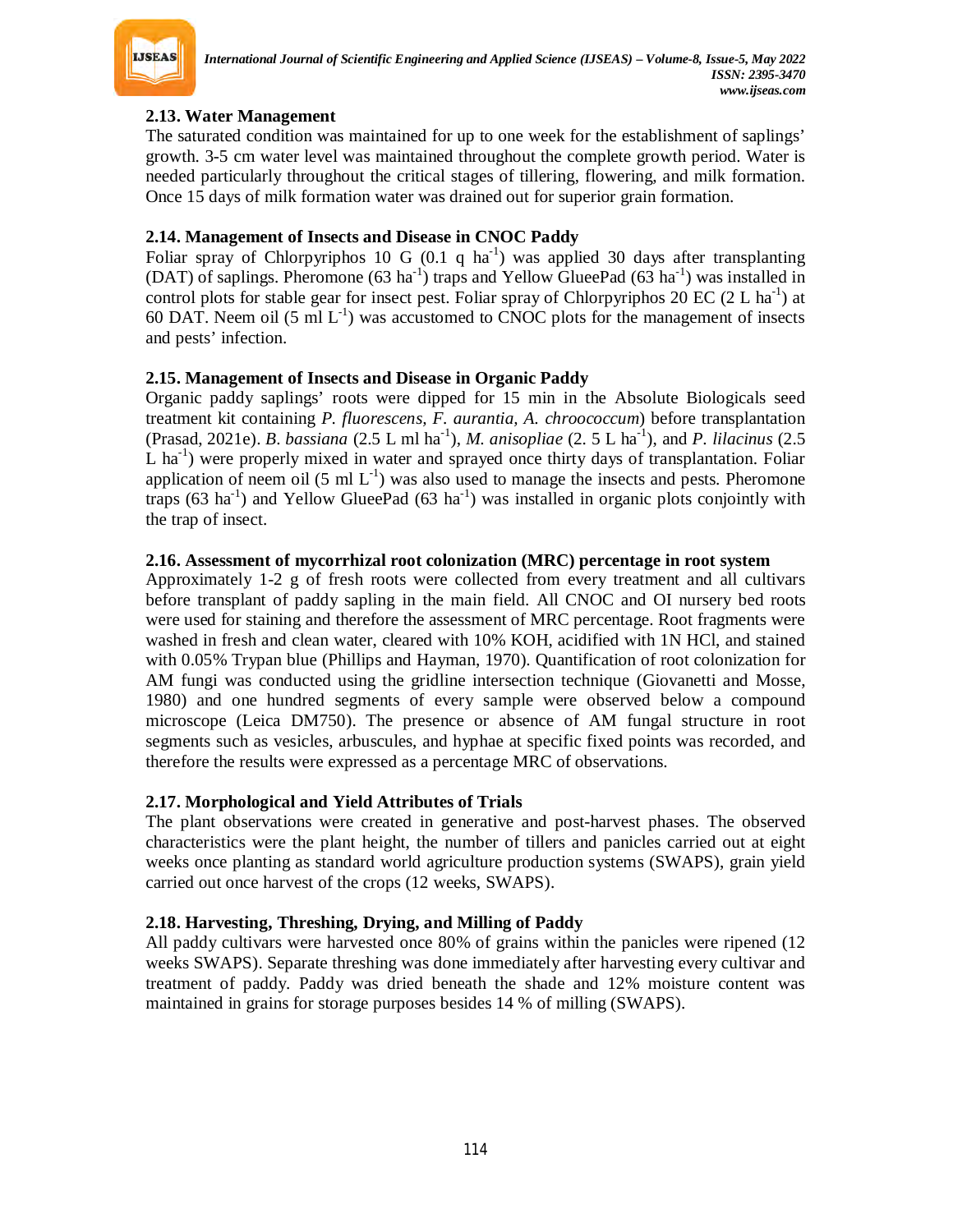### 2.13. Water Management

The saturated condition was maintained for up to one week for the establishment of saplings' growth. 3-5 cm water level was maintained throughout the complete growth period. Water is needed particularly throughout the critical stages of tillering, flowering, and milk formation. Once 15 days of milk formation water was drained out for superior grain formation.

### 2.14. Management of Insects and Disease in CNOC Paddy

Foliar spray of Chlorpyriphos 10 G (0.1 q $ha^{-1}$) was applied 30 days after transplanting (DAT) of saplings. Pheromone (63 $ha^{-1}$) traps and Yellow GlueePad (63 $ha^{-1}$) was installed in control plots for stable gear for insect pest. Foliar spray of Chlorpyriphos 20 EC (2 L $ha^{-1}$) at 60 DAT. Neem oil (5 ml $L^{-1}$) was accustomed to CNOC plots for the management of insects and pests' infection.

### 2.15. Management of Insects and Disease in Organic Paddy

Organic paddy saplings' roots were dipped for 15 min in the Absolute Biologicals seed treatment kit containing *P. fluorescens*, *F. aurantia*, *A. chroococcum*) before transplantation (Prasad, 2021e). *B. bassiana* (2.5 L ml $ha^{-1}$), *M. anisopliae* (2. 5 L $ha^{-1}$), and *P. lilacinus* (2.5 L $ha^{-1}$) were properly mixed in water and sprayed once thirty days of transplantation. Foliar application of neem oil (5 ml $L^{-1}$) was also used to manage the insects and pests. Pheromone traps (63 $ha^{-1}$) and Yellow GlueePad (63 $ha^{-1}$) was installed in organic plots conjointly with the trap of insect.

### 2.16. Assessment of mycorrhizal root colonization (MRC) percentage in root system

Approximately 1-2 g of fresh roots were collected from every treatment and all cultivars before transplant of paddy sapling in the main field. All CNOC and OI nursery bed roots were used for staining and therefore the assessment of MRC percentage. Root fragments were washed in fresh and clean water, cleared with 10% KOH, acidified with 1N HCl, and stained with 0.05% Trypan blue (Phillips and Hayman, 1970). Quantification of root colonization for AM fungi was conducted using the gridline intersection technique (Giovanetti and Mosse, 1980) and one hundred segments of every sample were observed below a compound microscope (Leica DM750). The presence or absence of AM fungal structure in root segments such as vesicles, arbuscules, and hyphae at specific fixed points was recorded, and therefore the results were expressed as a percentage MRC of observations.

### 2.17. Morphological and Yield Attributes of Trials

The plant observations were created in generative and post-harvest phases. The observed characteristics were the plant height, the number of tillers and panicles carried out at eight weeks once planting as standard world agriculture production systems (SWAPS), grain yield carried out once harvest of the crops (12 weeks, SWAPS).

### 2.18. Harvesting, Threshing, Drying, and Milling of Paddy

All paddy cultivars were harvested once 80% of grains within the panicles were ripened (12 weeks SWAPS). Separate threshing was done immediately after harvesting every cultivar and treatment of paddy. Paddy was dried beneath the shade and 12% moisture content was maintained in grains for storage purposes besides 14 % of milling (SWAPS).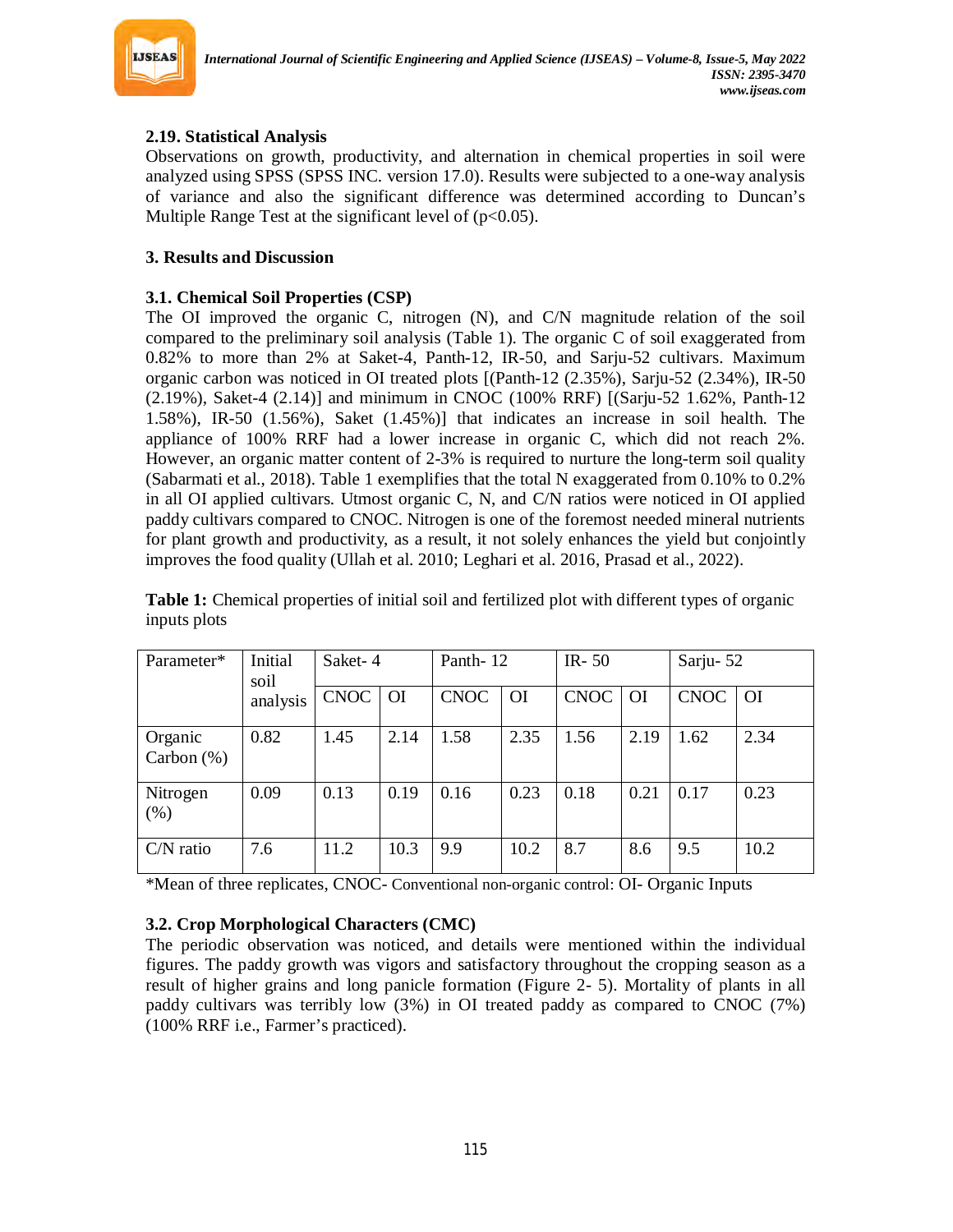### 2.19. Statistical Analysis

Observations on growth, productivity, and alternation in chemical properties in soil were analyzed using SPSS (SPSS INC. version 17.0). Results were subjected to a one-way analysis of variance and also the significant difference was determined according to Duncan's Multiple Range Test at the significant level of ($p<0.05$).

## 3. Results and Discussion

### 3.1. Chemical Soil Properties (CSP)

The OI improved the organic C, nitrogen (N), and C/N magnitude relation of the soil compared to the preliminary soil analysis (Table 1). The organic C of soil exaggerated from 0.82% to more than 2% at Saket-4, Panth-12, IR-50, and Sarju-52 cultivars. Maximum organic carbon was noticed in OI treated plots [(Panth-12 (2.35%), Sarju-52 (2.34%), IR-50 (2.19%), Saket-4 (2.14)] and minimum in CNOC (100% RRF) [(Sarju-52 1.62%, Panth-12 1.58%), IR-50 (1.56%), Saket (1.45%)] that indicates an increase in soil health. The appliance of 100% RRF had a lower increase in organic C, which did not reach 2%. However, an organic matter content of 2-3% is required to nurture the long-term soil quality (Sabarmati et al., 2018). Table 1 exemplifies that the total N exaggerated from 0.10% to 0.2% in all OI applied cultivars. Utmost organic C, N, and C/N ratios were noticed in OI applied paddy cultivars compared to CNOC. Nitrogen is one of the foremost needed mineral nutrients for plant growth and productivity, as a result, it not solely enhances the yield but conjointly improves the food quality (Ullah et al. 2010; Leghari et al. 2016, Prasad et al., 2022).

**Table 1:** Chemical properties of initial soil and fertilized plot with different types of organic inputs plots

| Parameter* | Initial soil analysis | Saket- 4 | | Panth- 12 | | IR- 50 | | Sarju- 52 | |
|---|---|---|---|---|---|---|---|---|---|
| | | CNOC | OI | CNOC | OI | CNOC | OI | CNOC | OI |
| Organic Carbon (%) | 0.82 | 1.45 | 2.14 | 1.58 | 2.35 | 1.56 | 2.19 | 1.62 | 2.34 |
| Nitrogen (%) | 0.09 | 0.13 | 0.19 | 0.16 | 0.23 | 0.18 | 0.21 | 0.17 | 0.23 |
| C/N ratio | 7.6 | 11.2 | 10.3 | 9.9 | 10.2 | 8.7 | 8.6 | 9.5 | 10.2 |

*Mean of three replicates, CNOC- Conventional non-organic control: OI- Organic Inputs

### 3.2. Crop Morphological Characters (CMC)

The periodic observation was noticed, and details were mentioned within the individual figures. The paddy growth was vigors and satisfactory throughout the cropping season as a result of higher grains and long panicle formation (Figure 2- 5). Mortality of plants in all paddy cultivars was terribly low (3%) in OI treated paddy as compared to CNOC (7%) (100% RRF i.e., Farmer's practiced).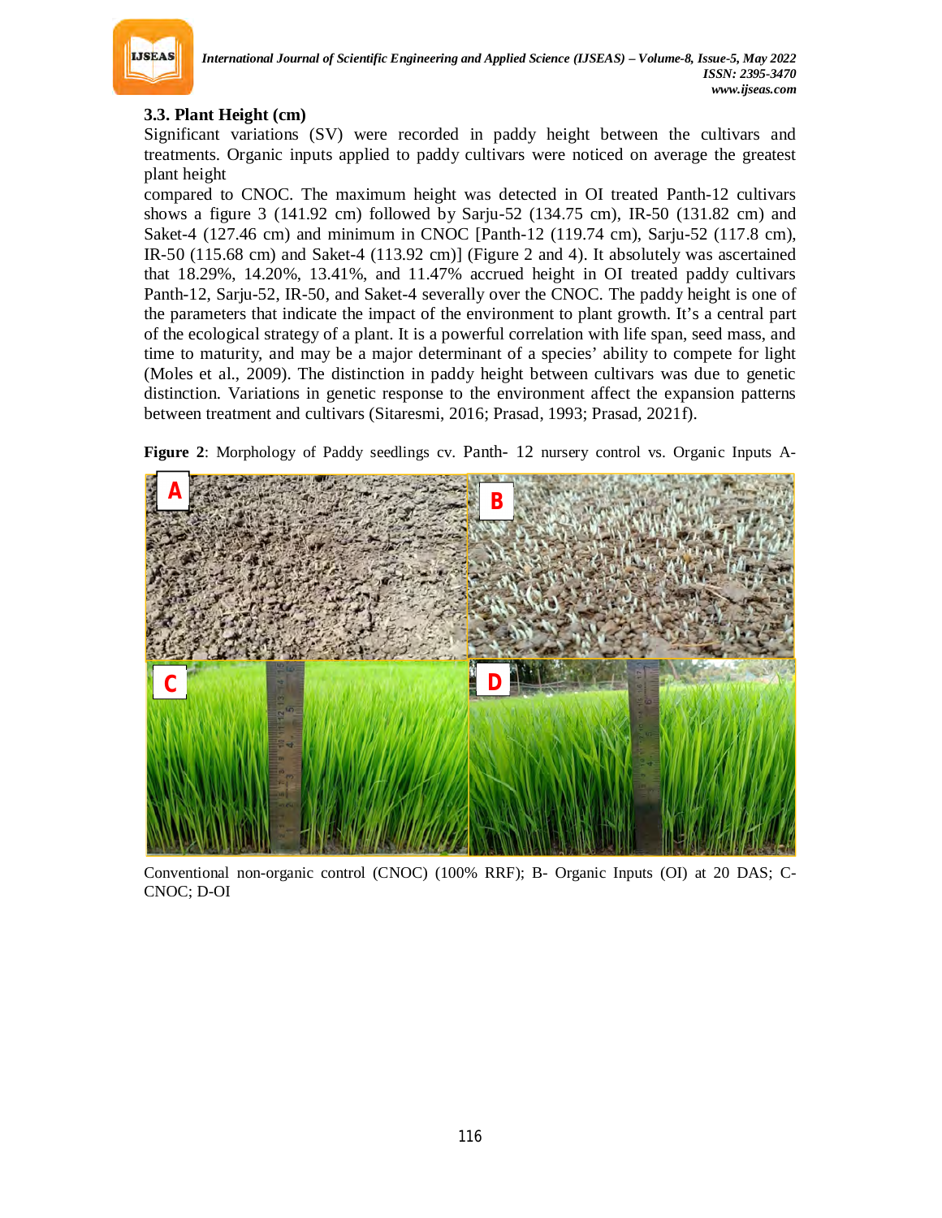### 3.3. Plant Height (cm)

Significant variations (SV) were recorded in paddy height between the cultivars and treatments. Organic inputs applied to paddy cultivars were noticed on average the greatest plant height

compared to CNOC. The maximum height was detected in OI treated Panth-12 cultivars shows a figure 3 (141.92 cm) followed by Sarju-52 (134.75 cm), IR-50 (131.82 cm) and Saket-4 (127.46 cm) and minimum in CNOC [Panth-12 (119.74 cm), Sarju-52 (117.8 cm), IR-50 (115.68 cm) and Saket-4 (113.92 cm)] (Figure 2 and 4). It absolutely was ascertained that 18.29%, 14.20%, 13.41%, and 11.47% accrued height in OI treated paddy cultivars Panth-12, Sarju-52, IR-50, and Saket-4 severally over the CNOC. The paddy height is one of the parameters that indicate the impact of the environment to plant growth. It's a central part of the ecological strategy of a plant. It is a powerful correlation with life span, seed mass, and time to maturity, and may be a major determinant of a species' ability to compete for light (Moles et al., 2009). The distinction in paddy height between cultivars was due to genetic distinction. Variations in genetic response to the environment affect the expansion patterns between treatment and cultivars (Sitaresmi, 2016; Prasad, 1993; Prasad, 2021f).

**Figure 2**: Morphology of Paddy seedlings cv. Panth- 12 nursery control vs. Organic Inputs A- Conventional non-organic control (CNOC) (100% RRF); B- Organic Inputs (OI) at 20 DAS; C- CNOC; D-OI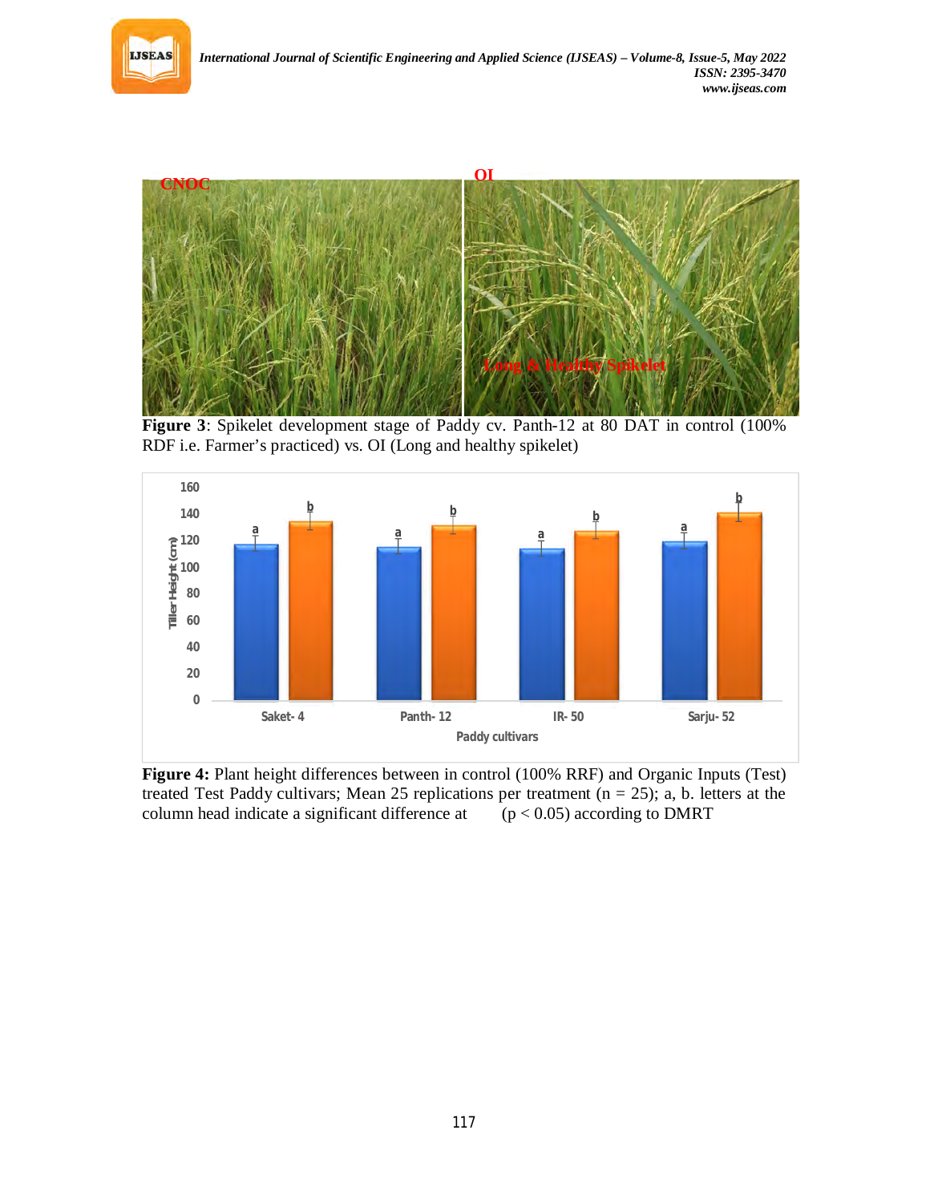**Figure 3**: Spikelet development stage of Paddy cv. Panth-12 at 80 DAT in control (100% RDF i.e. Farmer's practiced) vs. OI (Long and healthy spikelet)

**Figure 4:** Plant height differences between in control (100% RRF) and Organic Inputs (Test) treated Test Paddy cultivars; Mean 25 replications per treatment (n = 25); a, b. letters at the column head indicate a significant difference at ($p < 0.05$) according to DMRT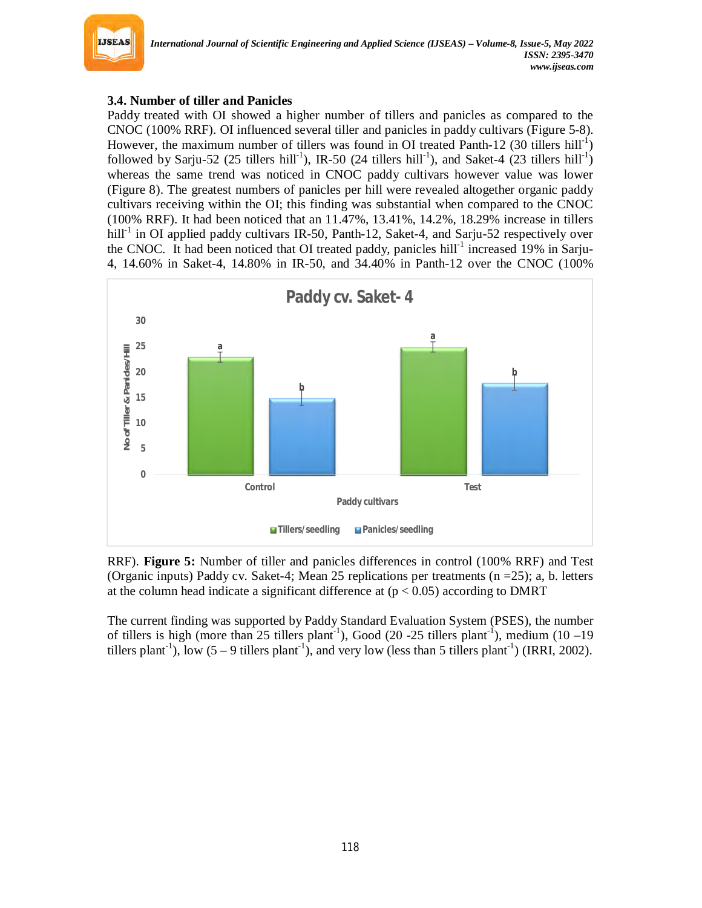### 3.4. Number of tiller and Panicles

Paddy treated with OI showed a higher number of tillers and panicles as compared to the CNOC (100% RRF). OI influenced several tiller and panicles in paddy cultivars (Figure 5-8). However, the maximum number of tillers was found in OI treated Panth-12 (30 tillers hill$^{-1}$) followed by Sarju-52 (25 tillers hill$^{-1}$), IR-50 (24 tillers hill$^{-1}$), and Saket-4 (23 tillers hill$^{-1}$) whereas the same trend was noticed in CNOC paddy cultivars however value was lower (Figure 8). The greatest numbers of panicles per hill were revealed altogether organic paddy cultivars receiving within the OI; this finding was substantial when compared to the CNOC (100% RRF). It had been noticed that an 11.47%, 13.41%, 14.2%, 18.29% increase in tillers hill$^{-1}$ in OI applied paddy cultivars IR-50, Panth-12, Saket-4, and Sarju-52 respectively over the CNOC. It had been noticed that OI treated paddy, panicles hill$^{-1}$ increased 19% in Sarju-4, 14.60% in Saket-4, 14.80% in IR-50, and 34.40% in Panth-12 over the CNOC (100% RRF).

**Figure 5:** Number of tiller and panicles differences in control (100% RRF) and Test (Organic inputs) Paddy cv. Saket-4; Mean 25 replications per treatments (n =25); a, b. letters at the column head indicate a significant difference at ($p < 0.05$) according to DMRT

The current finding was supported by Paddy Standard Evaluation System (PSES), the number of tillers is high (more than 25 tillers plant$^{-1}$), Good (20 -25 tillers plant$^{-1}$), medium (10 –19 tillers plant$^{-1}$), low (5 – 9 tillers plant$^{-1}$), and very low (less than 5 tillers plant$^{-1}$) (IRRI, 2002).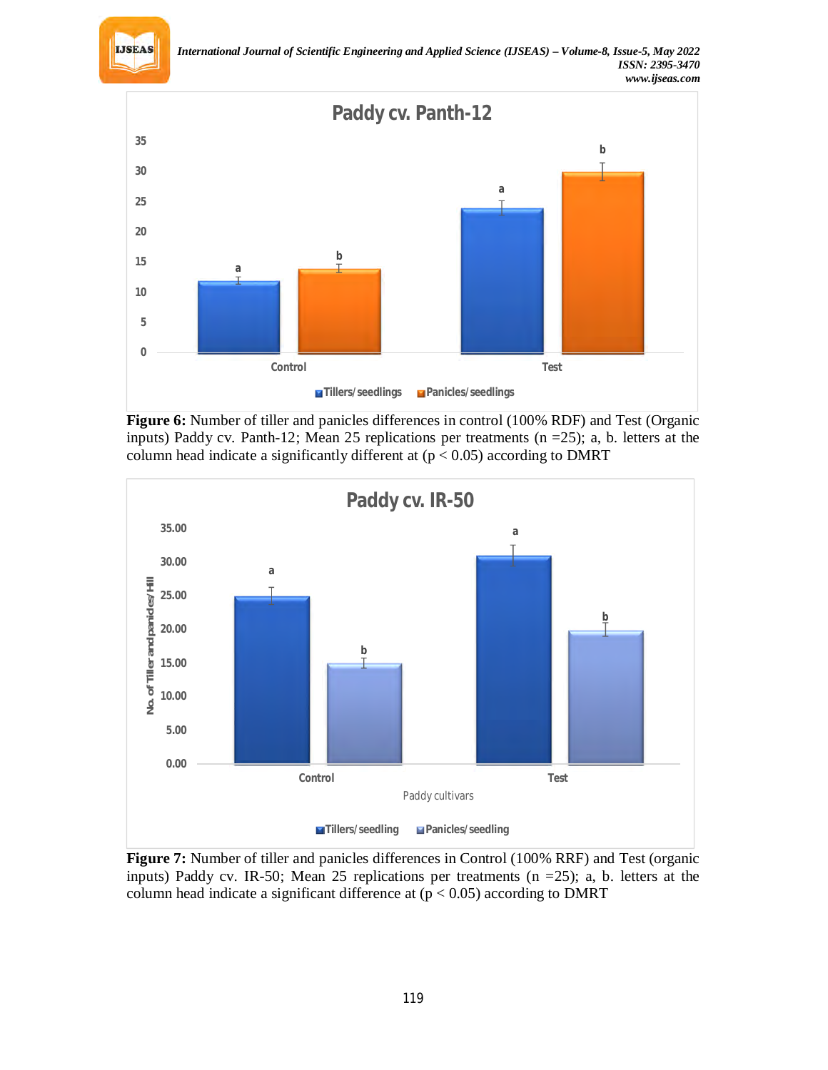**Figure 6:** Number of tiller and panicles differences in control (100% RDF) and Test (Organic inputs) Paddy cv. Panth-12; Mean 25 replications per treatments (n =25); a, b. letters at the column head indicate a significantly different at ($p < 0.05$) according to DMRT

**Figure 7:** Number of tiller and panicles differences in Control (100% RRF) and Test (organic inputs) Paddy cv. IR-50; Mean 25 replications per treatments (n =25); a, b. letters at the column head indicate a significant difference at ($p < 0.05$) according to DMRT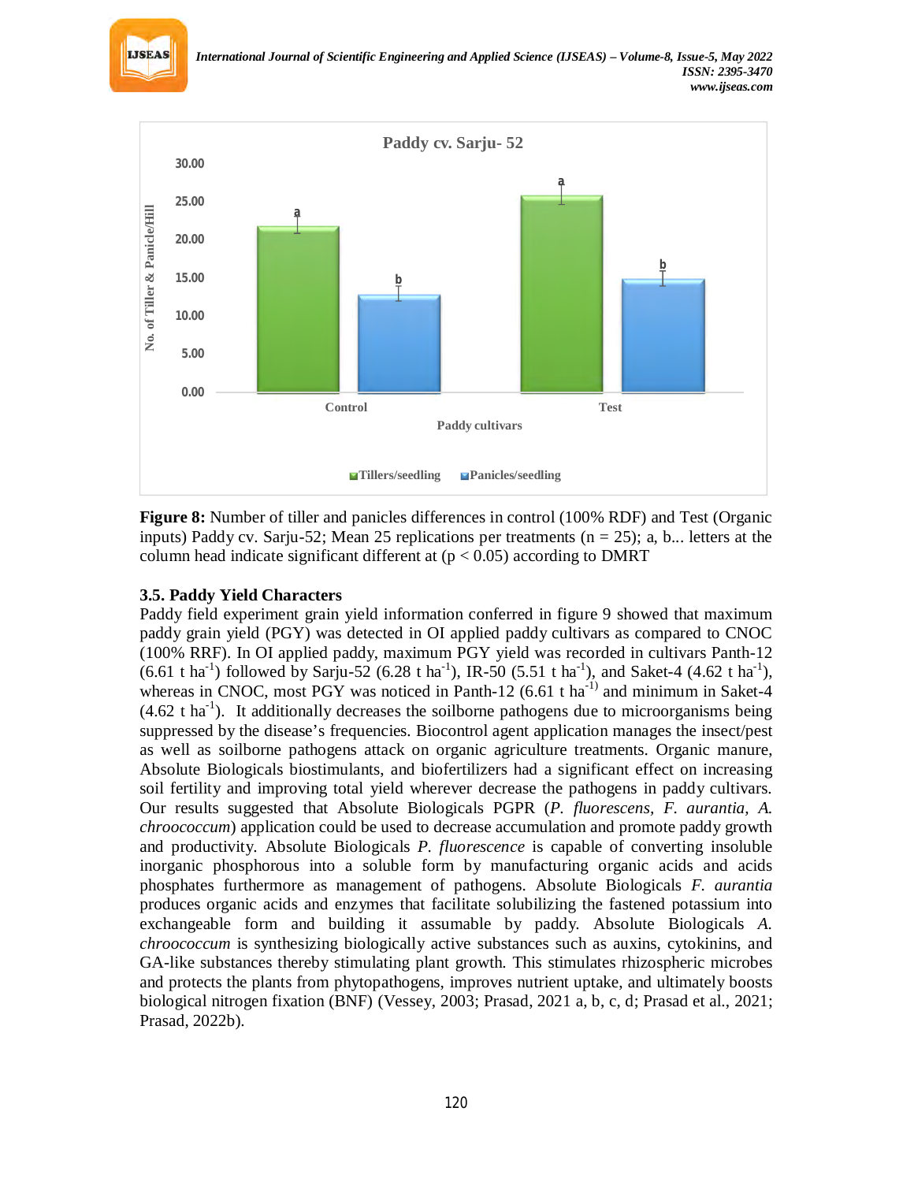Paddy cv. Sarju- 52

**Figure 8:** Number of tiller and panicles differences in control (100% RDF) and Test (Organic inputs) Paddy cv. Sarju-52; Mean 25 replications per treatments (n = 25); a, b... letters at the column head indicate significant different at ($p < 0.05$) according to DMRT

### 3.5. Paddy Yield Characters

Paddy field experiment grain yield information conferred in figure 9 showed that maximum paddy grain yield (PGY) was detected in OI applied paddy cultivars as compared to CNOC (100% RRF). In OI applied paddy, maximum PGY yield was recorded in cultivars Panth-12 (6.61 t $ha^{-1}$) followed by Sarju-52 (6.28 t $ha^{-1}$), IR-50 (5.51 t $ha^{-1}$), and Saket-4 (4.62 t $ha^{-1}$), whereas in CNOC, most PGY was noticed in Panth-12 (6.61 t $ha^{-1)}$ and minimum in Saket-4 (4.62 t $ha^{-1}$). It additionally decreases the soilborne pathogens due to microorganisms being suppressed by the disease's frequencies. Biocontrol agent application manages the insect/pest as well as soilborne pathogens attack on organic agriculture treatments. Organic manure, Absolute Biologicals biostimulants, and biofertilizers had a significant effect on increasing soil fertility and improving total yield wherever decrease the pathogens in paddy cultivars. Our results suggested that Absolute Biologicals PGPR (*P. fluorescens*, *F. aurantia, A. chroococcum*) application could be used to decrease accumulation and promote paddy growth and productivity. Absolute Biologicals *P. fluorescence* is capable of converting insoluble inorganic phosphorous into a soluble form by manufacturing organic acids and acids phosphates furthermore as management of pathogens. Absolute Biologicals *F. aurantia* produces organic acids and enzymes that facilitate solubilizing the fastened potassium into exchangeable form and building it assumable by paddy. Absolute Biologicals *A. chroococcum* is synthesizing biologically active substances such as auxins, cytokinins, and GA-like substances thereby stimulating plant growth. This stimulates rhizospheric microbes and protects the plants from phytopathogens, improves nutrient uptake, and ultimately boosts biological nitrogen fixation (BNF) (Vessey, 2003; Prasad, 2021 a, b, c, d; Prasad et al., 2021; Prasad, 2022b).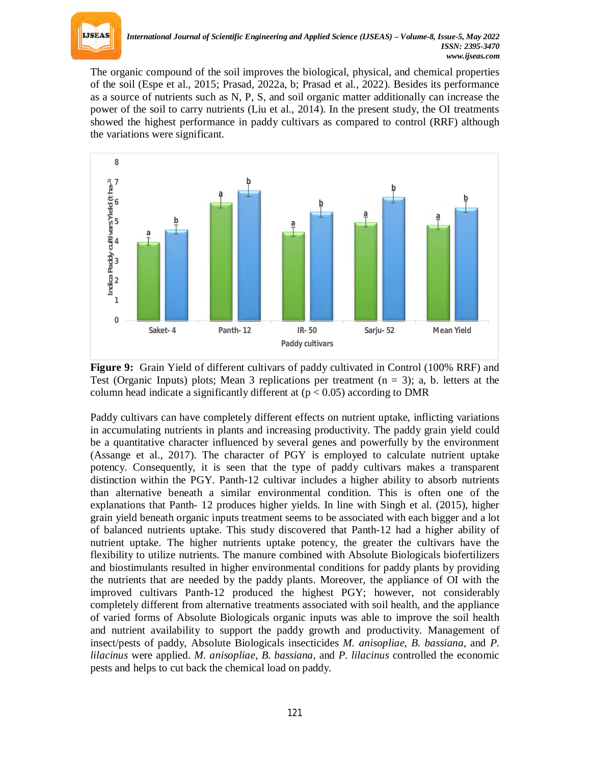The organic compound of the soil improves the biological, physical, and chemical properties of the soil (Espe et al., 2015; Prasad, 2022a, b; Prasad et al., 2022). Besides its performance as a source of nutrients such as N, P, S, and soil organic matter additionally can increase the power of the soil to carry nutrients (Liu et al., 2014). In the present study, the OI treatments showed the highest performance in paddy cultivars as compared to control (RRF) although the variations were significant.

**Figure 9:** Grain Yield of different cultivars of paddy cultivated in Control (100% RRF) and Test (Organic Inputs) plots; Mean 3 replications per treatment (n = 3); a, b. letters at the column head indicate a significantly different at ($p < 0.05$) according to DMR

Paddy cultivars can have completely different effects on nutrient uptake, inflicting variations in accumulating nutrients in plants and increasing productivity. The paddy grain yield could be a quantitative character influenced by several genes and powerfully by the environment (Assange et al., 2017). The character of PGY is employed to calculate nutrient uptake potency. Consequently, it is seen that the type of paddy cultivars makes a transparent distinction within the PGY. Panth-12 cultivar includes a higher ability to absorb nutrients than alternative beneath a similar environmental condition. This is often one of the explanations that Panth- 12 produces higher yields. In line with Singh et al. (2015), higher grain yield beneath organic inputs treatment seems to be associated with each bigger and a lot of balanced nutrients uptake. This study discovered that Panth-12 had a higher ability of nutrient uptake. The higher nutrients uptake potency, the greater the cultivars have the flexibility to utilize nutrients. The manure combined with Absolute Biologicals biofertilizers and biostimulants resulted in higher environmental conditions for paddy plants by providing the nutrients that are needed by the paddy plants. Moreover, the appliance of OI with the improved cultivars Panth-12 produced the highest PGY; however, not considerably completely different from alternative treatments associated with soil health, and the appliance of varied forms of Absolute Biologicals organic inputs was able to improve the soil health and nutrient availability to support the paddy growth and productivity. Management of insect/pests of paddy, Absolute Biologicals insecticides *M. anisopliae*, *B. bassiana*, and *P. lilacinus* were applied. *M. anisopliae*, *B. bassiana*, and *P. lilacinus* controlled the economic pests and helps to cut back the chemical load on paddy.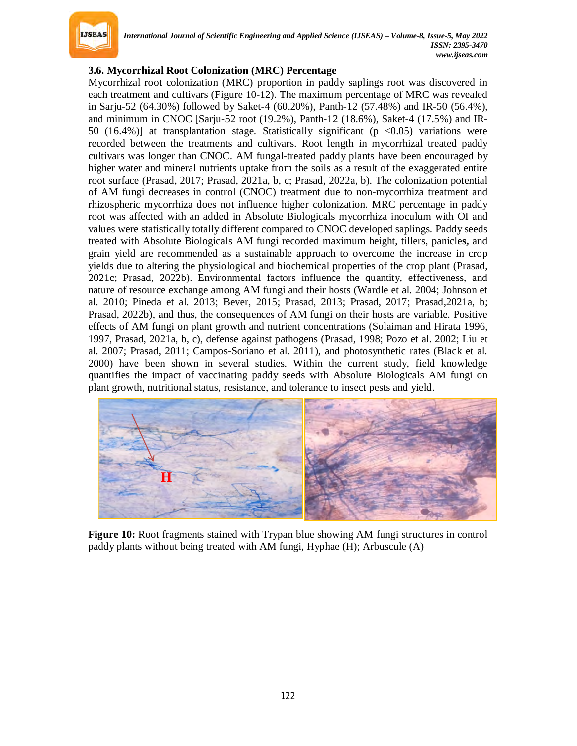### 3.6. Mycorrhizal Root Colonization (MRC) Percentage

Mycorrhizal root colonization (MRC) proportion in paddy saplings root was discovered in each treatment and cultivars (Figure 10-12). The maximum percentage of MRC was revealed in Sarju-52 (64.30%) followed by Saket-4 (60.20%), Panth-12 (57.48%) and IR-50 (56.4%), and minimum in CNOC [Sarju-52 root (19.2%), Panth-12 (18.6%), Saket-4 (17.5%) and IR-50 (16.4%)] at transplantation stage. Statistically significant ($p < 0.05$) variations were recorded between the treatments and cultivars. Root length in mycorrhizal treated paddy cultivars was longer than CNOC. AM fungal-treated paddy plants have been encouraged by higher water and mineral nutrients uptake from the soils as a result of the exaggerated entire root surface (Prasad, 2017; Prasad, 2021a, b, c; Prasad, 2022a, b). The colonization potential of AM fungi decreases in control (CNOC) treatment due to non-mycorrhiza treatment and rhizospheric mycorrhiza does not influence higher colonization. MRC percentage in paddy root was affected with an added in Absolute Biologicals mycorrhiza inoculum with OI and values were statistically totally different compared to CNOC developed saplings. Paddy seeds treated with Absolute Biologicals AM fungi recorded maximum height, tillers, panicle**s,** and grain yield are recommended as a sustainable approach to overcome the increase in crop yields due to altering the physiological and biochemical properties of the crop plant (Prasad, 2021c; Prasad, 2022b). Environmental factors influence the quantity, effectiveness, and nature of resource exchange among AM fungi and their hosts (Wardle et al. 2004; Johnson et al. 2010; Pineda et al. 2013; Bever, 2015; Prasad, 2013; Prasad, 2017; Prasad,2021a, b; Prasad, 2022b), and thus, the consequences of AM fungi on their hosts are variable. Positive effects of AM fungi on plant growth and nutrient concentrations (Solaiman and Hirata 1996, 1997, Prasad, 2021a, b, c), defense against pathogens (Prasad, 1998; Pozo et al. 2002; Liu et al. 2007; Prasad, 2011; Campos-Soriano et al. 2011), and photosynthetic rates (Black et al. 2000) have been shown in several studies. Within the current study, field knowledge quantifies the impact of vaccinating paddy seeds with Absolute Biologicals AM fungi on plant growth, nutritional status, resistance, and tolerance to insect pests and yield.

**Figure 10:** Root fragments stained with Trypan blue showing AM fungi structures in control paddy plants without being treated with AM fungi, Hyphae (H); Arbuscule (A)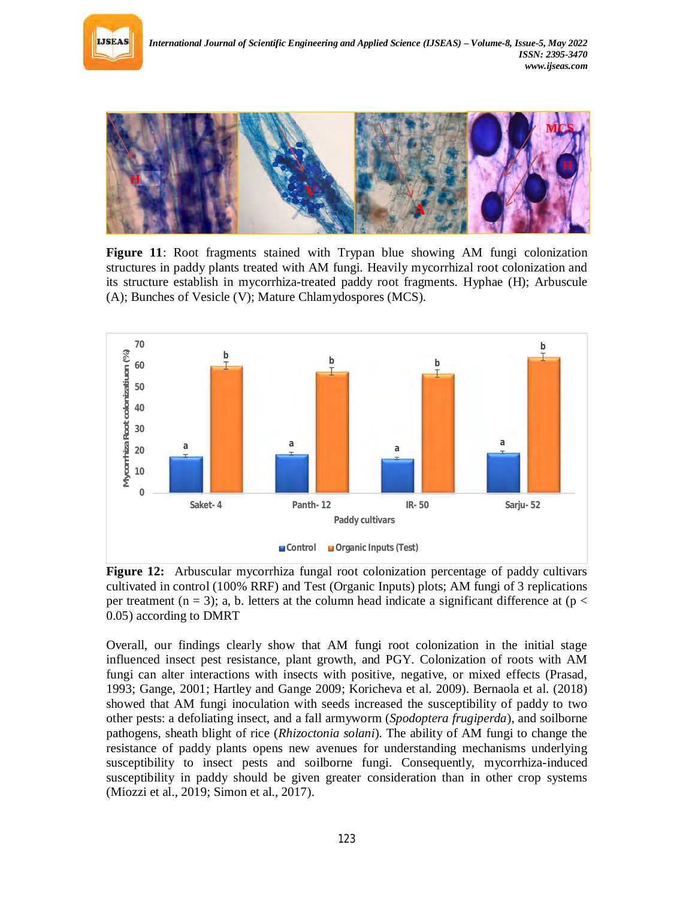**Figure 11**: Root fragments stained with Trypan blue showing AM fungi colonization structures in paddy plants treated with AM fungi. Heavily mycorrhizal root colonization and its structure establish in mycorrhiza-treated paddy root fragments. Hyphae (H); Arbuscule (A); Bunches of Vesicle (V); Mature Chlamydospores (MCS).

**Figure 12:** Arbuscular mycorrhiza fungal root colonization percentage of paddy cultivars cultivated in control (100% RRF) and Test (Organic Inputs) plots; AM fungi of 3 replications per treatment (n = 3); a, b. letters at the column head indicate a significant difference at ($p < 0.05$) according to DMRT

Overall, our findings clearly show that AM fungi root colonization in the initial stage influenced insect pest resistance, plant growth, and PGY. Colonization of roots with AM fungi can alter interactions with insects with positive, negative, or mixed effects (Prasad, 1993; Gange, 2001; Hartley and Gange 2009; Koricheva et al. 2009). Bernaola et al. (2018) showed that AM fungi inoculation with seeds increased the susceptibility of paddy to two other pests: a defoliating insect, and a fall armyworm (*Spodoptera frugiperda*), and soilborne pathogens, sheath blight of rice (*Rhizoctonia solani*). The ability of AM fungi to change the resistance of paddy plants opens new avenues for understanding mechanisms underlying susceptibility to insect pests and soilborne fungi. Consequently, mycorrhiza-induced susceptibility in paddy should be given greater consideration than in other crop systems (Miozzi et al., 2019; Simon et al., 2017).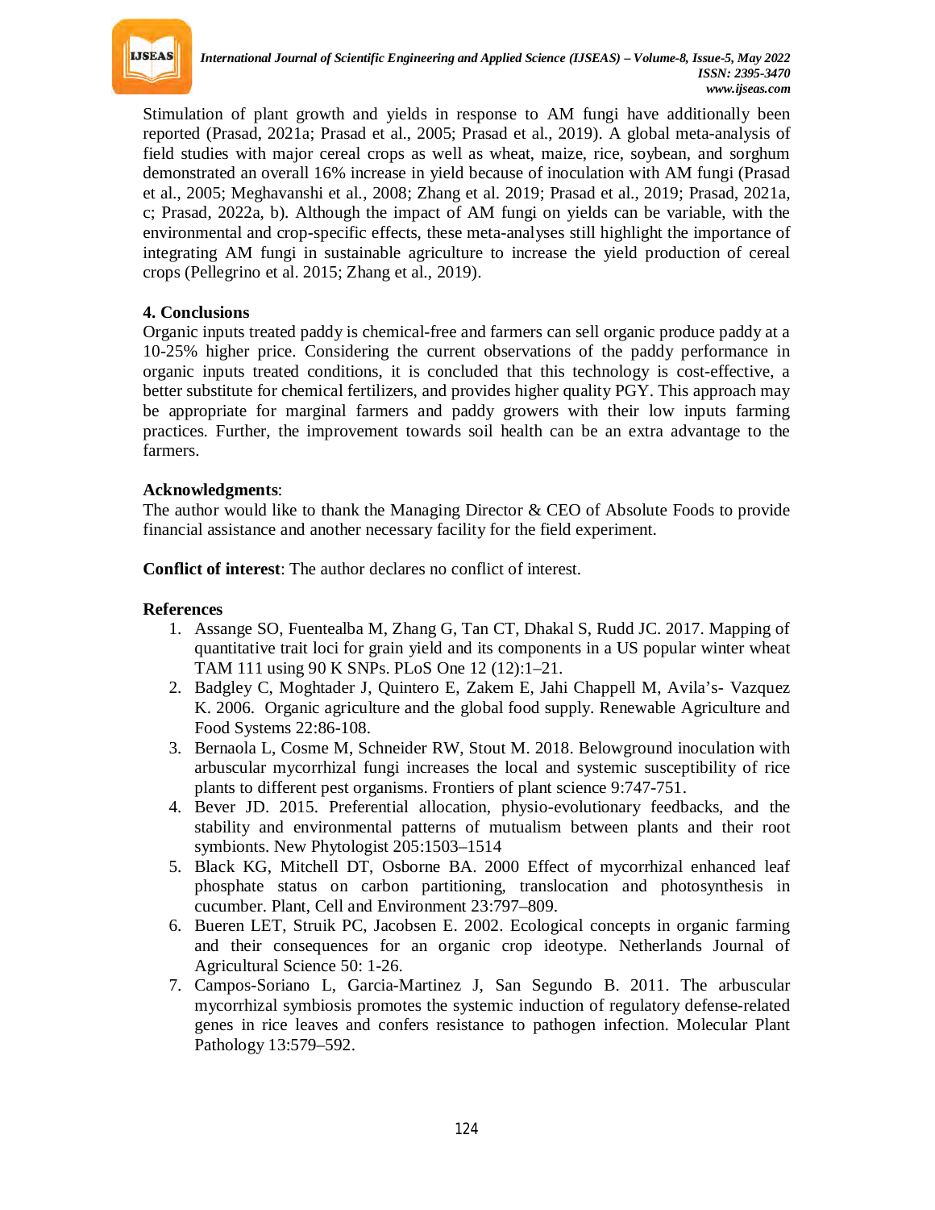Stimulation of plant growth and yields in response to AM fungi have additionally been reported (Prasad, 2021a; Prasad et al., 2005; Prasad et al., 2019). A global meta-analysis of field studies with major cereal crops as well as wheat, maize, rice, soybean, and sorghum demonstrated an overall 16% increase in yield because of inoculation with AM fungi (Prasad et al., 2005; Meghavanshi et al., 2008; Zhang et al. 2019; Prasad et al., 2019; Prasad, 2021a, c; Prasad, 2022a, b). Although the impact of AM fungi on yields can be variable, with the environmental and crop-specific effects, these meta-analyses still highlight the importance of integrating AM fungi in sustainable agriculture to increase the yield production of cereal crops (Pellegrino et al. 2015; Zhang et al., 2019).

## 4. Conclusions

Organic inputs treated paddy is chemical-free and farmers can sell organic produce paddy at a 10-25% higher price. Considering the current observations of the paddy performance in organic inputs treated conditions, it is concluded that this technology is cost-effective, a better substitute for chemical fertilizers, and provides higher quality PGY. This approach may be appropriate for marginal farmers and paddy growers with their low inputs farming practices. Further, the improvement towards soil health can be an extra advantage to the farmers.

**Acknowledgments**:

The author would like to thank the Managing Director & CEO of Absolute Foods to provide financial assistance and another necessary facility for the field experiment.

**Conflict of interest**: The author declares no conflict of interest.

## References

1. Assange SO, Fuentealba M, Zhang G, Tan CT, Dhakal S, Rudd JC. 2017. Mapping of quantitative trait loci for grain yield and its components in a US popular winter wheat TAM 111 using 90 K SNPs. PLoS One 12 (12):1–21.
2. Badgley C, Moghtader J, Quintero E, Zakem E, Jahi Chappell M, Avila's- Vazquez K. 2006. Organic agriculture and the global food supply. Renewable Agriculture and Food Systems 22:86-108.
3. Bernaola L, Cosme M, Schneider RW, Stout M. 2018. Belowground inoculation with arbuscular mycorrhizal fungi increases the local and systemic susceptibility of rice plants to different pest organisms. Frontiers of plant science 9:747-751.
4. Bever JD. 2015. Preferential allocation, physio-evolutionary feedbacks, and the stability and environmental patterns of mutualism between plants and their root symbionts. New Phytologist 205:1503–1514
5. Black KG, Mitchell DT, Osborne BA. 2000 Effect of mycorrhizal enhanced leaf phosphate status on carbon partitioning, translocation and photosynthesis in cucumber. Plant, Cell and Environment 23:797–809.
6. Bueren LET, Struik PC, Jacobsen E. 2002. Ecological concepts in organic farming and their consequences for an organic crop ideotype. Netherlands Journal of Agricultural Science 50: 1-26.
7. Campos-Soriano L, Garcia-Martinez J, San Segundo B. 2011. The arbuscular mycorrhizal symbiosis promotes the systemic induction of regulatory defense-related genes in rice leaves and confers resistance to pathogen infection. Molecular Plant Pathology 13:579–592.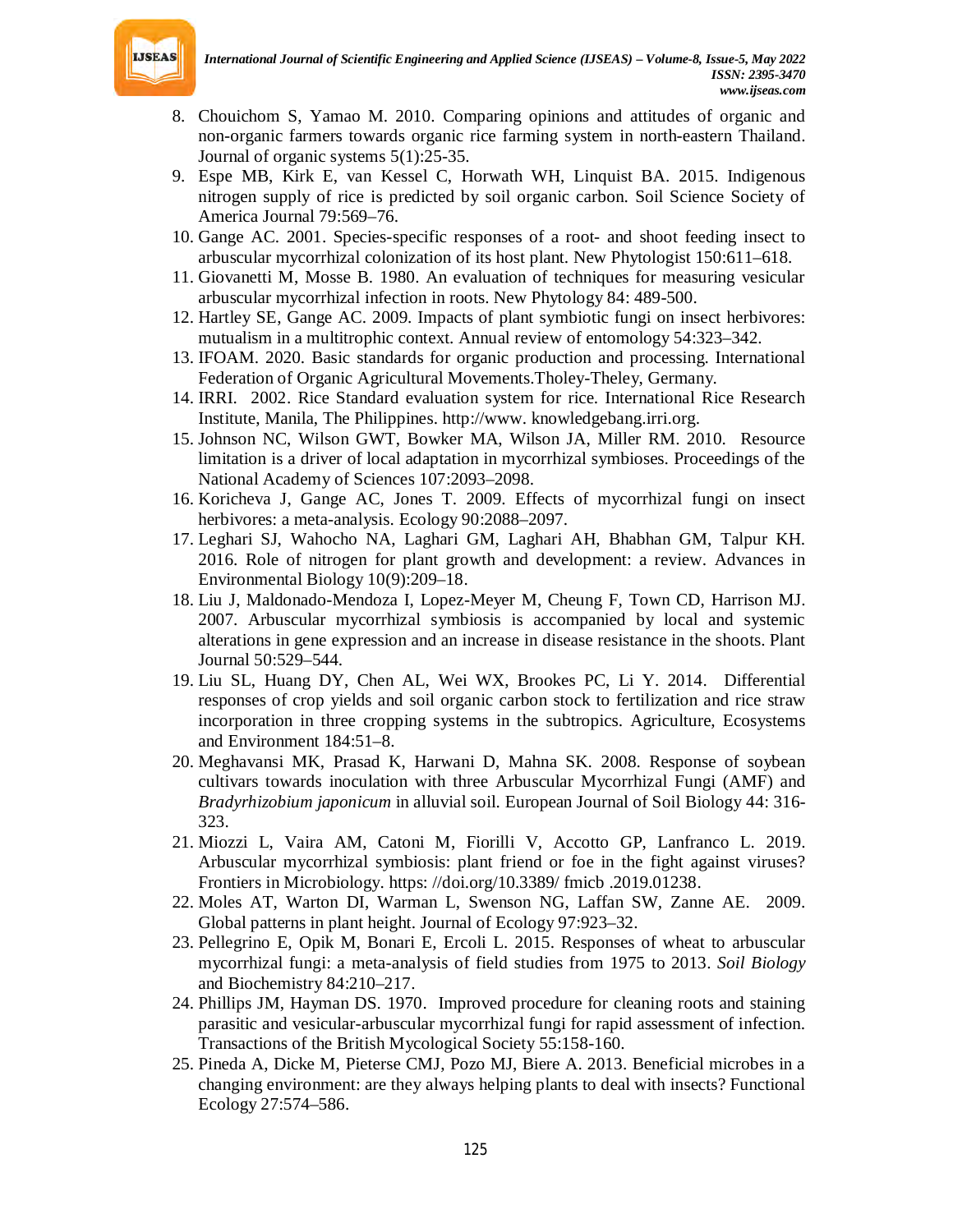8. Chouichom S, Yamao M. 2010. Comparing opinions and attitudes of organic and non-organic farmers towards organic rice farming system in north-eastern Thailand. Journal of organic systems 5(1):25-35.
9. Espe MB, Kirk E, van Kessel C, Horwath WH, Linquist BA. 2015. Indigenous nitrogen supply of rice is predicted by soil organic carbon. Soil Science Society of America Journal 79:569–76.
10. Gange AC. 2001. Species-specific responses of a root- and shoot feeding insect to arbuscular mycorrhizal colonization of its host plant. New Phytologist 150:611–618.
11. Giovanetti M, Mosse B. 1980. An evaluation of techniques for measuring vesicular arbuscular mycorrhizal infection in roots. New Phytology 84: 489-500.
12. Hartley SE, Gange AC. 2009. Impacts of plant symbiotic fungi on insect herbivores: mutualism in a multitrophic context. Annual review of entomology 54:323–342.
13. IFOAM. 2020. Basic standards for organic production and processing. International Federation of Organic Agricultural Movements.Tholey-Theley, Germany.
14. IRRI. 2002. Rice Standard evaluation system for rice. International Rice Research Institute, Manila, The Philippines. http://www. knowledgebang.irri.org.
15. Johnson NC, Wilson GWT, Bowker MA, Wilson JA, Miller RM. 2010. Resource limitation is a driver of local adaptation in mycorrhizal symbioses. Proceedings of the National Academy of Sciences 107:2093–2098.
16. Koricheva J, Gange AC, Jones T. 2009. Effects of mycorrhizal fungi on insect herbivores: a meta-analysis. Ecology 90:2088–2097.
17. Leghari SJ, Wahocho NA, Laghari GM, Laghari AH, Bhabhan GM, Talpur KH. 2016. Role of nitrogen for plant growth and development: a review. Advances in Environmental Biology 10(9):209–18.
18. Liu J, Maldonado-Mendoza I, Lopez-Meyer M, Cheung F, Town CD, Harrison MJ. 2007. Arbuscular mycorrhizal symbiosis is accompanied by local and systemic alterations in gene expression and an increase in disease resistance in the shoots. Plant Journal 50:529–544.
19. Liu SL, Huang DY, Chen AL, Wei WX, Brookes PC, Li Y. 2014. Differential responses of crop yields and soil organic carbon stock to fertilization and rice straw incorporation in three cropping systems in the subtropics. Agriculture, Ecosystems and Environment 184:51–8.
20. Meghavansi MK, Prasad K, Harwani D, Mahna SK. 2008. Response of soybean cultivars towards inoculation with three Arbuscular Mycorrhizal Fungi (AMF) and *Bradyrhizobium japonicum* in alluvial soil. European Journal of Soil Biology 44: 316-323.
21. Miozzi L, Vaira AM, Catoni M, Fiorilli V, Accotto GP, Lanfranco L. 2019. Arbuscular mycorrhizal symbiosis: plant friend or foe in the fight against viruses? Frontiers in Microbiology. https: //doi.org/10.3389/ fmicb .2019.01238.
22. Moles AT, Warton DI, Warman L, Swenson NG, Laffan SW, Zanne AE. 2009. Global patterns in plant height. Journal of Ecology 97:923–32.
23. Pellegrino E, Opik M, Bonari E, Ercoli L. 2015. Responses of wheat to arbuscular mycorrhizal fungi: a meta-analysis of field studies from 1975 to 2013. *Soil Biology* and Biochemistry 84:210–217.
24. Phillips JM, Hayman DS. 1970. Improved procedure for cleaning roots and staining parasitic and vesicular-arbuscular mycorrhizal fungi for rapid assessment of infection. Transactions of the British Mycological Society 55:158-160.
25. Pineda A, Dicke M, Pieterse CMJ, Pozo MJ, Biere A. 2013. Beneficial microbes in a changing environment: are they always helping plants to deal with insects? Functional Ecology 27:574–586.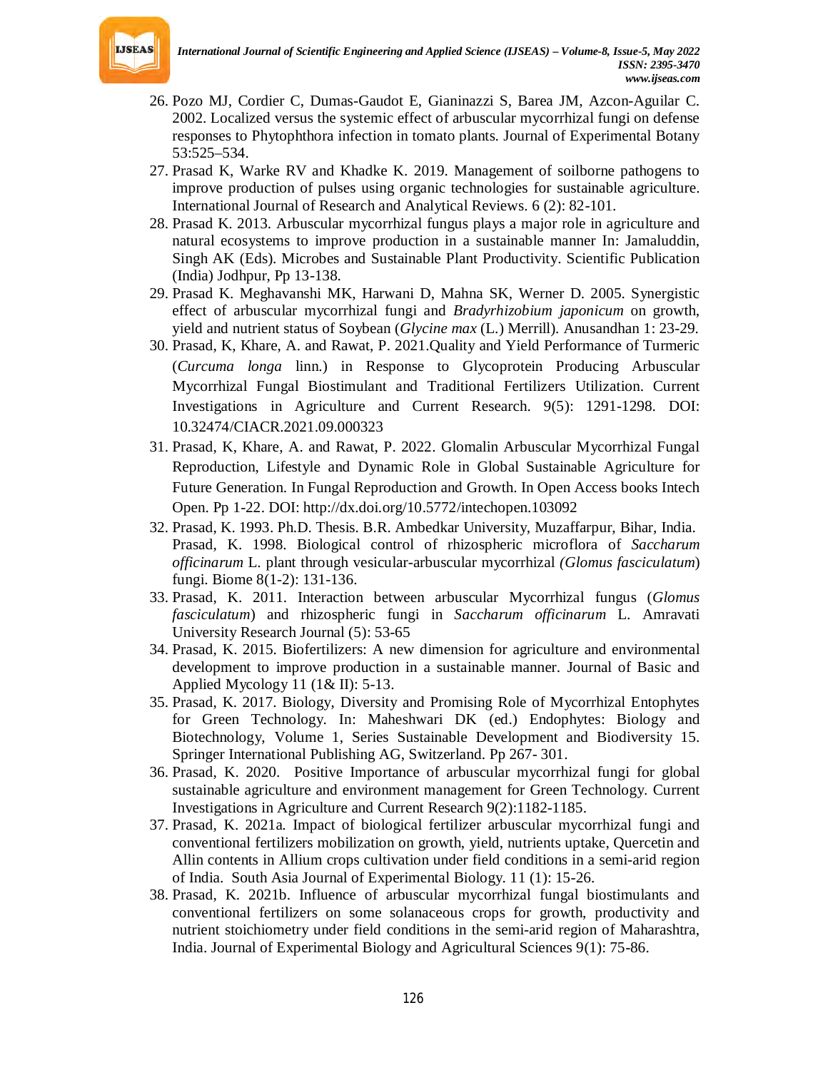26. Pozo MJ, Cordier C, Dumas-Gaudot E, Gianinazzi S, Barea JM, Azcon-Aguilar C. 2002. Localized versus the systemic effect of arbuscular mycorrhizal fungi on defense responses to Phytophthora infection in tomato plants. Journal of Experimental Botany 53:525–534.
27. Prasad K, Warke RV and Khadke K. 2019. Management of soilborne pathogens to improve production of pulses using organic technologies for sustainable agriculture. International Journal of Research and Analytical Reviews. 6 (2): 82-101.
28. Prasad K. 2013. Arbuscular mycorrhizal fungus plays a major role in agriculture and natural ecosystems to improve production in a sustainable manner In: Jamaluddin, Singh AK (Eds). Microbes and Sustainable Plant Productivity. Scientific Publication (India) Jodhpur, Pp 13-138.
29. Prasad K. Meghavanshi MK, Harwani D, Mahna SK, Werner D. 2005. Synergistic effect of arbuscular mycorrhizal fungi and *Bradyrhizobium japonicum* on growth, yield and nutrient status of Soybean (*Glycine max* (L.) Merrill). Anusandhan 1: 23-29.
30. Prasad, K, Khare, A. and Rawat, P. 2021.Quality and Yield Performance of Turmeric (*Curcuma longa* linn.) in Response to Glycoprotein Producing Arbuscular Mycorrhizal Fungal Biostimulant and Traditional Fertilizers Utilization. Current Investigations in Agriculture and Current Research. 9(5): 1291-1298. DOI: 10.32474/CIACR.2021.09.000323
31. Prasad, K, Khare, A. and Rawat, P. 2022. Glomalin Arbuscular Mycorrhizal Fungal Reproduction, Lifestyle and Dynamic Role in Global Sustainable Agriculture for Future Generation. In Fungal Reproduction and Growth. In Open Access books Intech Open. Pp 1-22. DOI: http://dx.doi.org/10.5772/intechopen.103092
32. Prasad, K. 1993. Ph.D. Thesis. B.R. Ambedkar University, Muzaffarpur, Bihar, India. Prasad, K. 1998. Biological control of rhizospheric microflora of *Saccharum officinarum* L. plant through vesicular-arbuscular mycorrhizal *(Glomus fasciculatum*) fungi. Biome 8(1-2): 131-136.
33. Prasad, K. 2011. Interaction between arbuscular Mycorrhizal fungus (*Glomus fasciculatum*) and rhizospheric fungi in *Saccharum officinarum* L. Amravati University Research Journal (5): 53-65
34. Prasad, K. 2015. Biofertilizers: A new dimension for agriculture and environmental development to improve production in a sustainable manner. Journal of Basic and Applied Mycology 11 (1& II): 5-13.
35. Prasad, K. 2017. Biology, Diversity and Promising Role of Mycorrhizal Entophytes for Green Technology. In: Maheshwari DK (ed.) Endophytes: Biology and Biotechnology, Volume 1, Series Sustainable Development and Biodiversity 15. Springer International Publishing AG, Switzerland. Pp 267- 301.
36. Prasad, K. 2020. Positive Importance of arbuscular mycorrhizal fungi for global sustainable agriculture and environment management for Green Technology. Current Investigations in Agriculture and Current Research 9(2):1182-1185.
37. Prasad, K. 2021a. Impact of biological fertilizer arbuscular mycorrhizal fungi and conventional fertilizers mobilization on growth, yield, nutrients uptake, Quercetin and Allin contents in Allium crops cultivation under field conditions in a semi-arid region of India. South Asia Journal of Experimental Biology. 11 (1): 15-26.
38. Prasad, K. 2021b. Influence of arbuscular mycorrhizal fungal biostimulants and conventional fertilizers on some solanaceous crops for growth, productivity and nutrient stoichiometry under field conditions in the semi-arid region of Maharashtra, India. Journal of Experimental Biology and Agricultural Sciences 9(1): 75-86.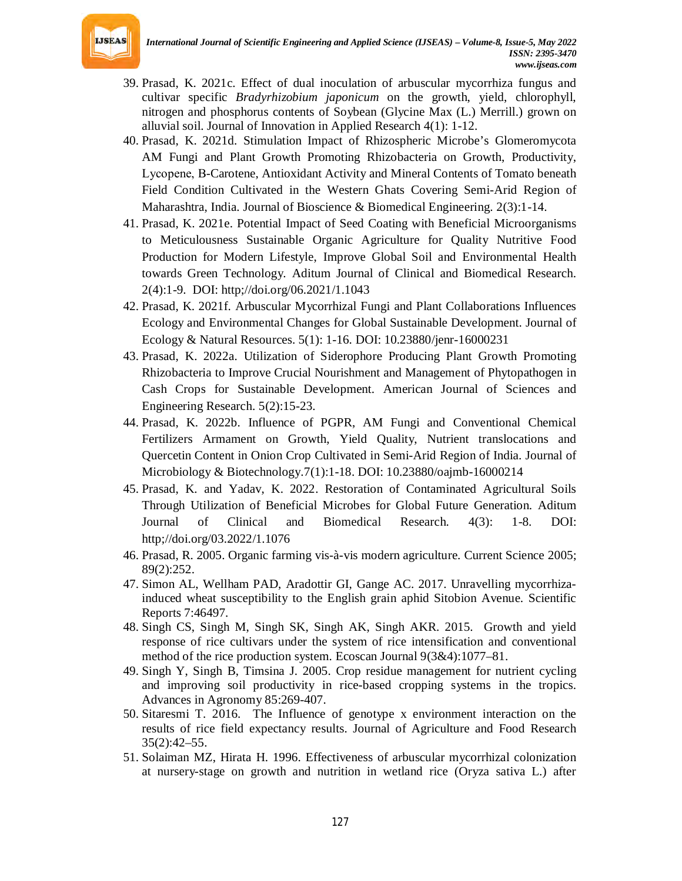39. Prasad, K. 2021c. Effect of dual inoculation of arbuscular mycorrhiza fungus and cultivar specific *Bradyrhizobium japonicum* on the growth, yield, chlorophyll, nitrogen and phosphorus contents of Soybean (Glycine Max (L.) Merrill.) grown on alluvial soil. Journal of Innovation in Applied Research 4(1): 1-12.
40. Prasad, K. 2021d. Stimulation Impact of Rhizospheric Microbe's Glomeromycota AM Fungi and Plant Growth Promoting Rhizobacteria on Growth, Productivity, Lycopene, B-Carotene, Antioxidant Activity and Mineral Contents of Tomato beneath Field Condition Cultivated in the Western Ghats Covering Semi-Arid Region of Maharashtra, India. Journal of Bioscience & Biomedical Engineering. 2(3):1-14.
41. Prasad, K. 2021e. Potential Impact of Seed Coating with Beneficial Microorganisms to Meticulousness Sustainable Organic Agriculture for Quality Nutritive Food Production for Modern Lifestyle, Improve Global Soil and Environmental Health towards Green Technology. Aditum Journal of Clinical and Biomedical Research. 2(4):1-9. DOI: http;//doi.org/06.2021/1.1043
42. Prasad, K. 2021f. Arbuscular Mycorrhizal Fungi and Plant Collaborations Influences Ecology and Environmental Changes for Global Sustainable Development. Journal of Ecology & Natural Resources. 5(1): 1-16. DOI: 10.23880/jenr-16000231
43. Prasad, K. 2022a. Utilization of Siderophore Producing Plant Growth Promoting Rhizobacteria to Improve Crucial Nourishment and Management of Phytopathogen in Cash Crops for Sustainable Development. American Journal of Sciences and Engineering Research. 5(2):15-23.
44. Prasad, K. 2022b. Influence of PGPR, AM Fungi and Conventional Chemical Fertilizers Armament on Growth, Yield Quality, Nutrient translocations and Quercetin Content in Onion Crop Cultivated in Semi-Arid Region of India. Journal of Microbiology & Biotechnology.7(1):1-18. DOI: 10.23880/oajmb-16000214
45. Prasad, K. and Yadav, K. 2022. Restoration of Contaminated Agricultural Soils Through Utilization of Beneficial Microbes for Global Future Generation. Aditum Journal of Clinical and Biomedical Research. 4(3): 1-8. DOI: http;//doi.org/03.2022/1.1076
46. Prasad, R. 2005. Organic farming vis-à-vis modern agriculture. Current Science 2005; 89(2):252.
47. Simon AL, Wellham PAD, Aradottir GI, Gange AC. 2017. Unravelling mycorrhiza-induced wheat susceptibility to the English grain aphid Sitobion Avenue. Scientific Reports 7:46497.
48. Singh CS, Singh M, Singh SK, Singh AK, Singh AKR. 2015. Growth and yield response of rice cultivars under the system of rice intensification and conventional method of the rice production system. Ecoscan Journal 9(3&4):1077–81.
49. Singh Y, Singh B, Timsina J. 2005. Crop residue management for nutrient cycling and improving soil productivity in rice-based cropping systems in the tropics. Advances in Agronomy 85:269-407.
50. Sitaresmi T. 2016. The Influence of genotype x environment interaction on the results of rice field expectancy results. Journal of Agriculture and Food Research 35(2):42–55.
51. Solaiman MZ, Hirata H. 1996. Effectiveness of arbuscular mycorrhizal colonization at nursery-stage on growth and nutrition in wetland rice (Oryza sativa L.) after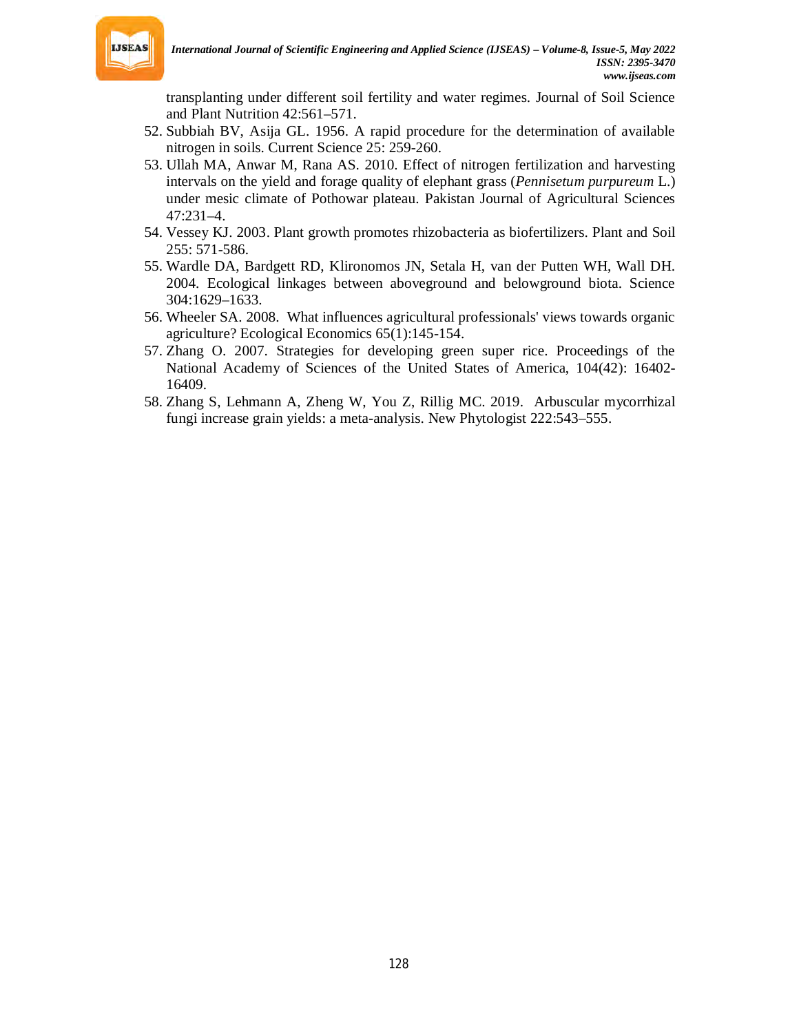transplanting under different soil fertility and water regimes. Journal of Soil Science and Plant Nutrition 42:561–571.

52. Subbiah BV, Asija GL. 1956. A rapid procedure for the determination of available nitrogen in soils. Current Science 25: 259-260.
53. Ullah MA, Anwar M, Rana AS. 2010. Effect of nitrogen fertilization and harvesting intervals on the yield and forage quality of elephant grass (*Pennisetum purpureum* L.) under mesic climate of Pothowar plateau. Pakistan Journal of Agricultural Sciences 47:231–4.
54. Vessey KJ. 2003. Plant growth promotes rhizobacteria as biofertilizers. Plant and Soil 255: 571-586.
55. Wardle DA, Bardgett RD, Klironomos JN, Setala H, van der Putten WH, Wall DH. 2004. Ecological linkages between aboveground and belowground biota. Science 304:1629–1633.
56. Wheeler SA. 2008. What influences agricultural professionals' views towards organic agriculture? Ecological Economics 65(1):145-154.
57. Zhang O. 2007. Strategies for developing green super rice. Proceedings of the National Academy of Sciences of the United States of America, 104(42): 16402-16409.
58. Zhang S, Lehmann A, Zheng W, You Z, Rillig MC. 2019. Arbuscular mycorrhizal fungi increase grain yields: a meta-analysis. New Phytologist 222:543–555.